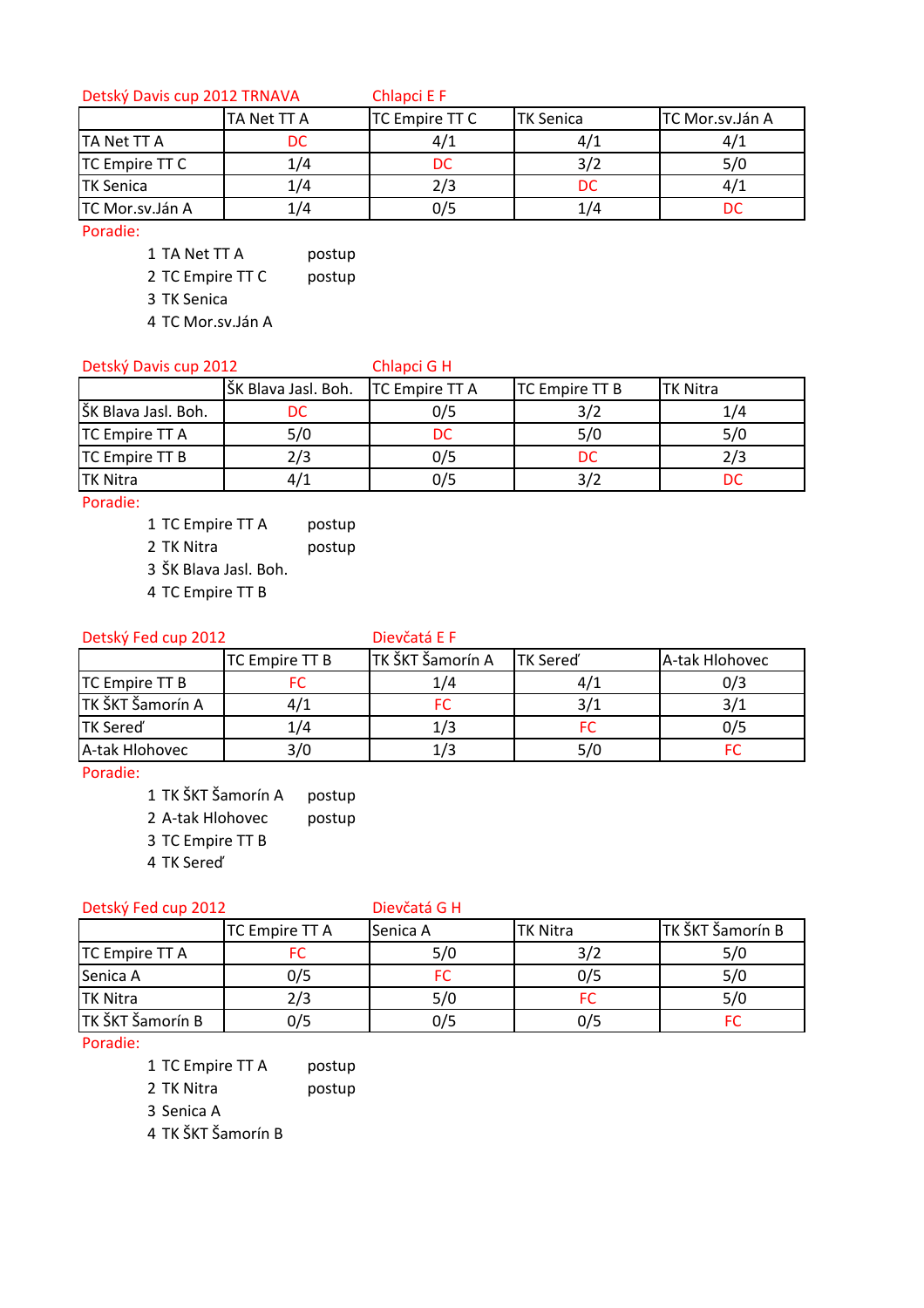Detský Davis cup 2012 TRNAVA | Chlapci E F

| | TA Net TT A | TC Empire TT C | TK Senica | TC Mor.sv.Ján A |
|---|---|---|---|---|
| TA Net TT A | DC | 4/1 | 4/1 | 4/1 |
| TC Empire TT C | 1/4 | DC | 3/2 | 5/0 |
| TK Senica | 1/4 | 2/3 | DC | 4/1 |
| TC Mor.sv.Ján A | 1/4 | 0/5 | 1/4 | DC |

Poradie:

1 TA Net TT A postup
2 TC Empire TT C postup
3 TK Senica
4 TC Mor.sv.Ján A

Detský Davis cup 2012 | Chlapci G H

| | ŠK Blava Jasl. Boh. | TC Empire TT A | TC Empire TT B | TK Nitra |
|---|---|---|---|---|
| ŠK Blava Jasl. Boh. | DC | 0/5 | 3/2 | 1/4 |
| TC Empire TT A | 5/0 | DC | 5/0 | 5/0 |
| TC Empire TT B | 2/3 | 0/5 | DC | 2/3 |
| TK Nitra | 4/1 | 0/5 | 3/2 | DC |

Poradie:

1 TC Empire TT A postup
2 TK Nitra postup
3 ŠK Blava Jasl. Boh.
4 TC Empire TT B

Detský Fed cup 2012 | Dievčatá E F

| | TC Empire TT B | TK ŠKT Šamorín A | TK Sereď | A-tak Hlohovec |
|---|---|---|---|---|
| TC Empire TT B | FC | 1/4 | 4/1 | 0/3 |
| TK ŠKT Šamorín A | 4/1 | FC | 3/1 | 3/1 |
| TK Sereď | 1/4 | 1/3 | FC | 0/5 |
| A-tak Hlohovec | 3/0 | 1/3 | 5/0 | FC |

Poradie:

1 TK ŠKT Šamorín A postup
2 A-tak Hlohovec postup
3 TC Empire TT B
4 TK Sereď

Detský Fed cup 2012 | Dievčatá G H

| | TC Empire TT A | Senica A | TK Nitra | TK ŠKT Šamorín B |
|---|---|---|---|---|
| TC Empire TT A | FC | 5/0 | 3/2 | 5/0 |
| Senica A | 0/5 | FC | 0/5 | 5/0 |
| TK Nitra | 2/3 | 5/0 | FC | 5/0 |
| TK ŠKT Šamorín B | 0/5 | 0/5 | 0/5 | FC |

Poradie:

1 TC Empire TT A postup
2 TK Nitra postup
3 Senica A
4 TK ŠKT Šamorín B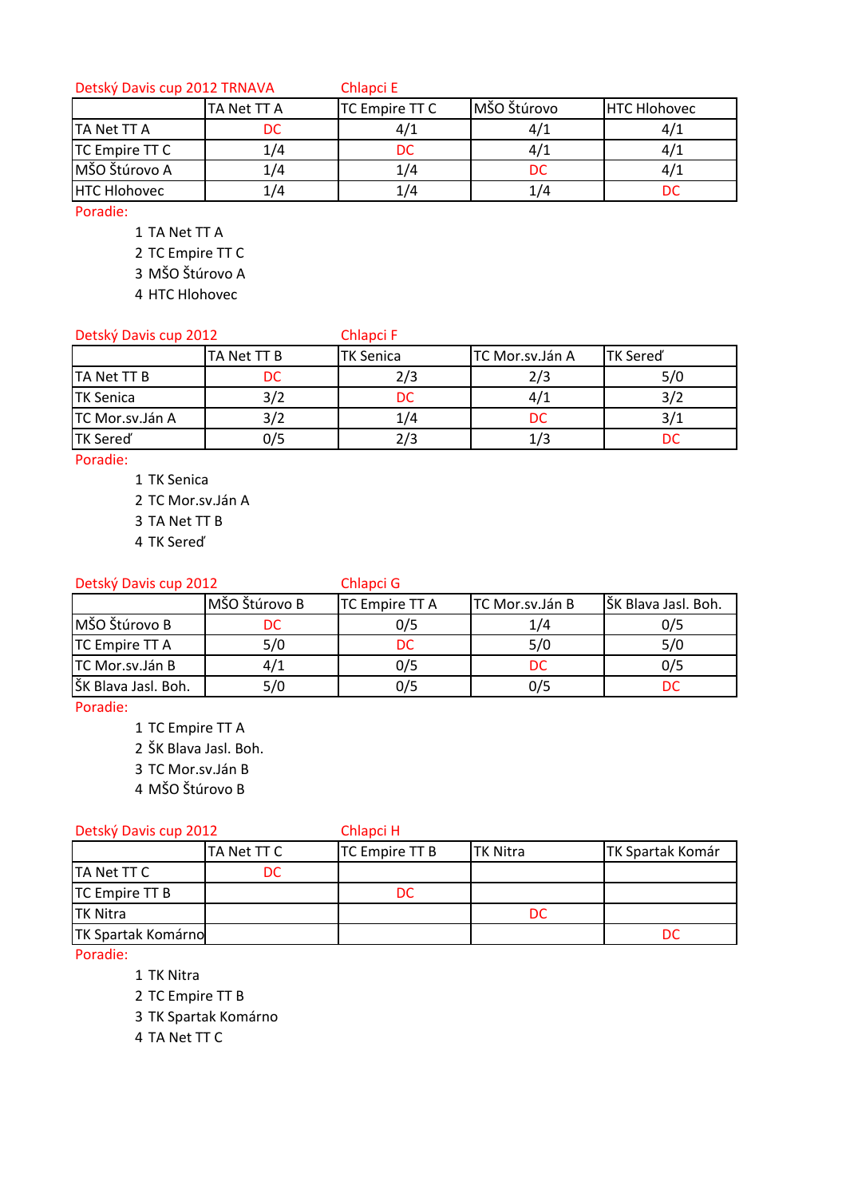Detský Davis cup 2012 TRNAVA Chlapci E

| | TA Net TT A | TC Empire TT C | MŠO Štúrovo | HTC Hlohovec |
|---|---|---|---|---|
| TA Net TT A | DC | 4/1 | 4/1 | 4/1 |
| TC Empire TT C | 1/4 | DC | 4/1 | 4/1 |
| MŠO Štúrovo A | 1/4 | 1/4 | DC | 4/1 |
| HTC Hlohovec | 1/4 | 1/4 | 1/4 | DC |

Poradie:

1 TA Net TT A
2 TC Empire TT C
3 MŠO Štúrovo A
4 HTC Hlohovec

Detský Davis cup 2012 Chlapci F

| | TA Net TT B | TK Senica | TC Mor.sv.Ján A | TK Sereď |
|---|---|---|---|---|
| TA Net TT B | DC | 2/3 | 2/3 | 5/0 |
| TK Senica | 3/2 | DC | 4/1 | 3/2 |
| TC Mor.sv.Ján A | 3/2 | 1/4 | DC | 3/1 |
| TK Sereď | 0/5 | 2/3 | 1/3 | DC |

Poradie:

1 TK Senica
2 TC Mor.sv.Ján A
3 TA Net TT B
4 TK Sereď

Detský Davis cup 2012 Chlapci G

| | MŠO Štúrovo B | TC Empire TT A | TC Mor.sv.Ján B | ŠK Blava Jasl. Boh. |
|---|---|---|---|---|
| MŠO Štúrovo B | DC | 0/5 | 1/4 | 0/5 |
| TC Empire TT A | 5/0 | DC | 5/0 | 5/0 |
| TC Mor.sv.Ján B | 4/1 | 0/5 | DC | 0/5 |
| ŠK Blava Jasl. Boh. | 5/0 | 0/5 | 0/5 | DC |

Poradie:

1 TC Empire TT A
2 ŠK Blava Jasl. Boh.
3 TC Mor.sv.Ján B
4 MŠO Štúrovo B

Detský Davis cup 2012 Chlapci H

| | TA Net TT C | TC Empire TT B | TK Nitra | TK Spartak Komár |
|---|---|---|---|---|
| TA Net TT C | DC | | | |
| TC Empire TT B | | DC | | |
| TK Nitra | | | DC | |
| TK Spartak Komárno | | | | DC |

Poradie:

1 TK Nitra
2 TC Empire TT B
3 TK Spartak Komárno
4 TA Net TT C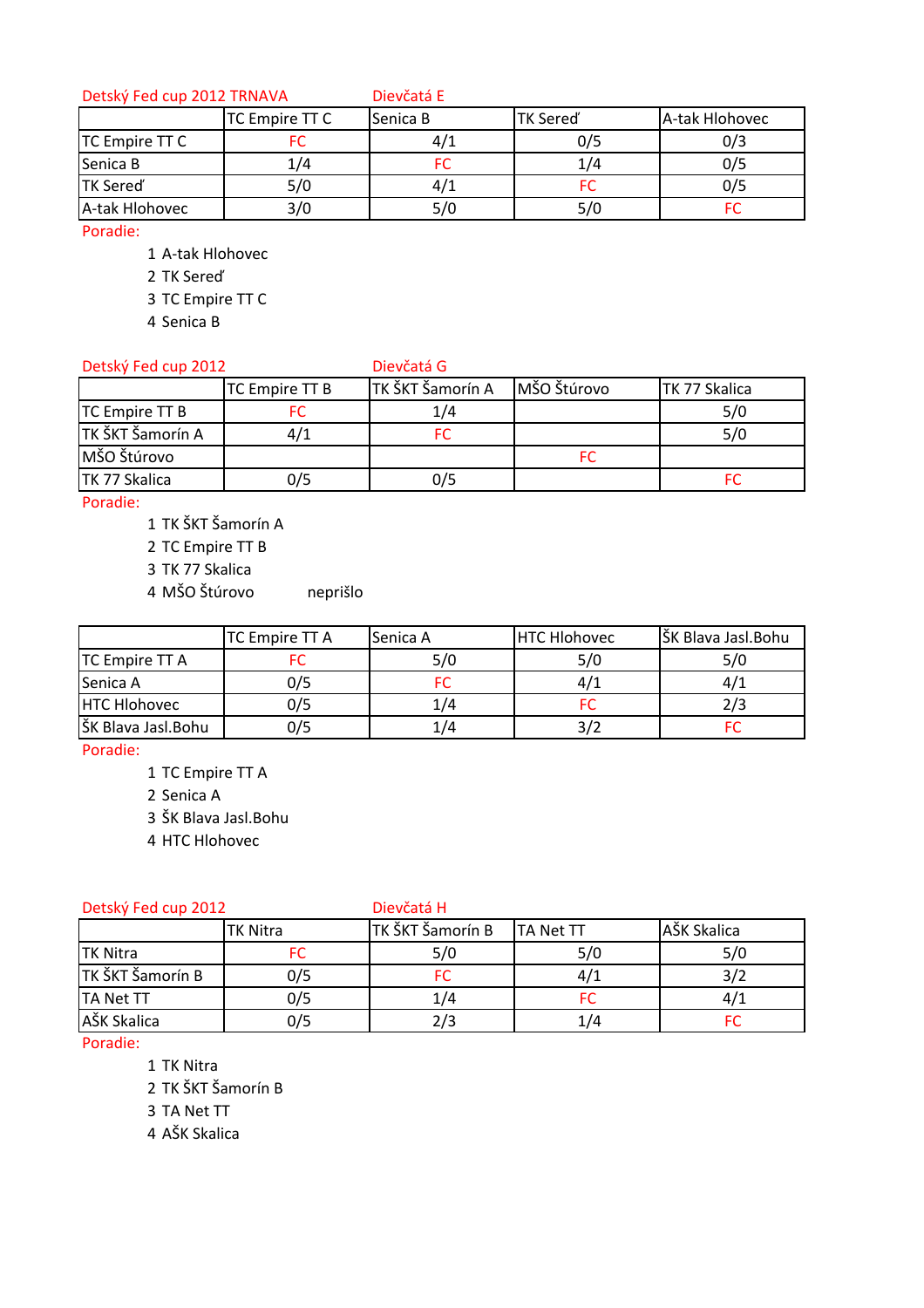Detský Fed cup 2012 TRNAVA — Dievčatá E

| | TC Empire TT C | Senica B | TK Sereď | A-tak Hlohovec |
|---|---|---|---|---|
| TC Empire TT C | FC | 4/1 | 0/5 | 0/3 |
| Senica B | 1/4 | FC | 1/4 | 0/5 |
| TK Sereď | 5/0 | 4/1 | FC | 0/5 |
| A-tak Hlohovec | 3/0 | 5/0 | 5/0 | FC |

Poradie:

1 A-tak Hlohovec
2 TK Sereď
3 TC Empire TT C
4 Senica B

Detský Fed cup 2012 — Dievčatá G

| | TC Empire TT B | TK ŠKT Šamorín A | MŠO Štúrovo | TK 77 Skalica |
|---|---|---|---|---|
| TC Empire TT B | FC | 1/4 | | 5/0 |
| TK ŠKT Šamorín A | 4/1 | FC | | 5/0 |
| MŠO Štúrovo | | | FC | |
| TK 77 Skalica | 0/5 | 0/5 | | FC |

Poradie:

1 TK ŠKT Šamorín A
2 TC Empire TT B
3 TK 77 Skalica
4 MŠO Štúrovo — neprišlo

| | TC Empire TT A | Senica A | HTC Hlohovec | ŠK Blava Jasl.Bohu |
|---|---|---|---|---|
| TC Empire TT A | FC | 5/0 | 5/0 | 5/0 |
| Senica A | 0/5 | FC | 4/1 | 4/1 |
| HTC Hlohovec | 0/5 | 1/4 | FC | 2/3 |
| ŠK Blava Jasl.Bohu | 0/5 | 1/4 | 3/2 | FC |

Poradie:

1 TC Empire TT A
2 Senica A
3 ŠK Blava Jasl.Bohu
4 HTC Hlohovec

Detský Fed cup 2012 — Dievčatá H

| | TK Nitra | TK ŠKT Šamorín B | TA Net TT | AŠK Skalica |
|---|---|---|---|---|
| TK Nitra | FC | 5/0 | 5/0 | 5/0 |
| TK ŠKT Šamorín B | 0/5 | FC | 4/1 | 3/2 |
| TA Net TT | 0/5 | 1/4 | FC | 4/1 |
| AŠK Skalica | 0/5 | 2/3 | 1/4 | FC |

Poradie:

1 TK Nitra
2 TK ŠKT Šamorín B
3 TA Net TT
4 AŠK Skalica